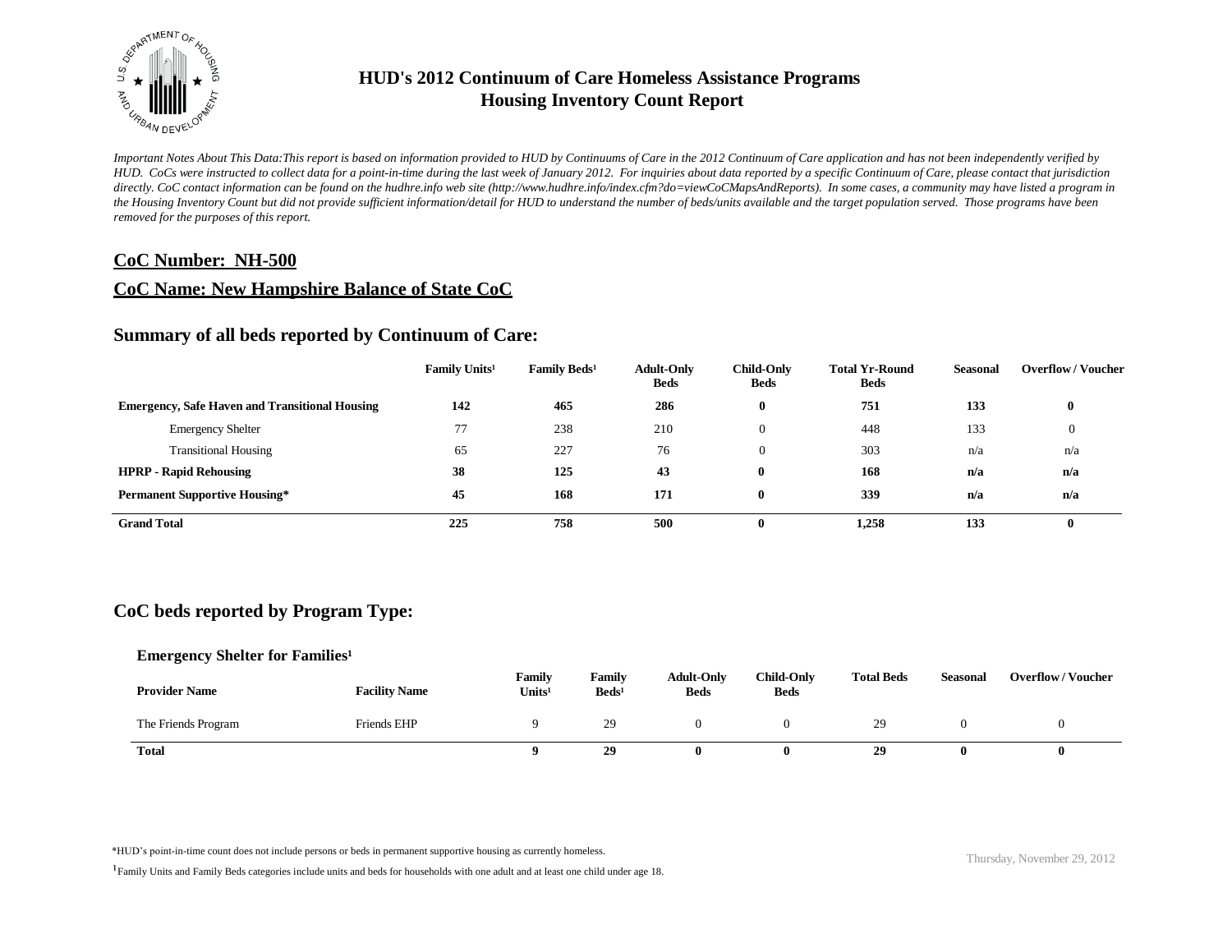# HUD's 2012 Continuum of Care Homeless Assistance Programs
# Housing Inventory Count Report

*Important Notes About This Data:This report is based on information provided to HUD by Continuums of Care in the 2012 Continuum of Care application and has not been independently verified by HUD. CoCs were instructed to collect data for a point-in-time during the last week of January 2012. For inquiries about data reported by a specific Continuum of Care, please contact that jurisdiction directly. CoC contact information can be found on the hudhre.info web site (http://www.hudhre.info/index.cfm?do=viewCoCMapsAndReports). In some cases, a community may have listed a program in the Housing Inventory Count but did not provide sufficient information/detail for HUD to understand the number of beds/units available and the target population served. Those programs have been removed for the purposes of this report.*

## CoC Number: NH-500

## CoC Name: New Hampshire Balance of State CoC

## Summary of all beds reported by Continuum of Care:

| | Family Units[1] | Family Beds[1] | Adult-Only Beds | Child-Only Beds | Total Yr-Round Beds | Seasonal | Overflow / Voucher |
|---|---|---|---|---|---|---|---|
| **Emergency, Safe Haven and Transitional Housing** | **142** | **465** | **286** | **0** | **751** | **133** | **0** |
| Emergency Shelter | 77 | 238 | 210 | 0 | 448 | 133 | 0 |
| Transitional Housing | 65 | 227 | 76 | 0 | 303 | n/a | n/a |
| **HPRP - Rapid Rehousing** | **38** | **125** | **43** | **0** | **168** | **n/a** | **n/a** |
| **Permanent Supportive Housing*** | **45** | **168** | **171** | **0** | **339** | **n/a** | **n/a** |
| **Grand Total** | **225** | **758** | **500** | **0** | **1,258** | **133** | **0** |

## CoC beds reported by Program Type:

### Emergency Shelter for Families[1]

| Provider Name | Facility Name | Family Units[1] | Family Beds[1] | Adult-Only Beds | Child-Only Beds | Total Beds | Seasonal | Overflow / Voucher |
|---|---|---|---|---|---|---|---|---|
| The Friends Program | Friends EHP | 9 | 29 | 0 | 0 | 29 | 0 | 0 |
| **Total** | | **9** | **29** | **0** | **0** | **29** | **0** | **0** |

*HUD's point-in-time count does not include persons or beds in permanent supportive housing as currently homeless.

[1] Family Units and Family Beds categories include units and beds for households with one adult and at least one child under age 18.

Thursday, November 29, 2012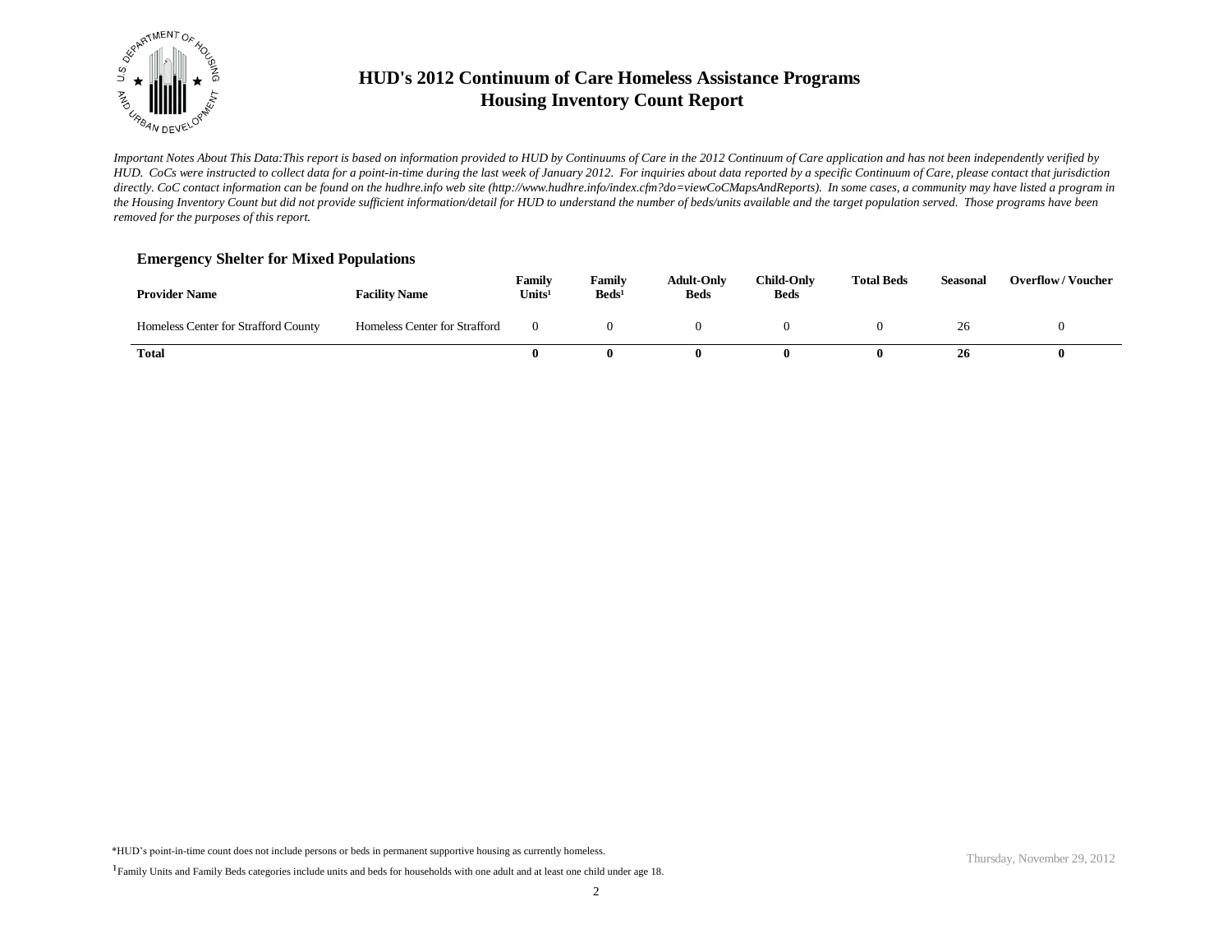# HUD's 2012 Continuum of Care Homeless Assistance Programs
# Housing Inventory Count Report

*Important Notes About This Data:This report is based on information provided to HUD by Continuums of Care in the 2012 Continuum of Care application and has not been independently verified by HUD. CoCs were instructed to collect data for a point-in-time during the last week of January 2012. For inquiries about data reported by a specific Continuum of Care, please contact that jurisdiction directly. CoC contact information can be found on the hudhre.info web site (http://www.hudhre.info/index.cfm?do=viewCoCMapsAndReports). In some cases, a community may have listed a program in the Housing Inventory Count but did not provide sufficient information/detail for HUD to understand the number of beds/units available and the target population served. Those programs have been removed for the purposes of this report.*

### Emergency Shelter for Mixed Populations

| Provider Name | Facility Name | Family Units[1] | Family Beds[1] | Adult-Only Beds | Child-Only Beds | Total Beds | Seasonal | Overflow / Voucher |
|---|---|---|---|---|---|---|---|---|
| Homeless Center for Strafford County | Homeless Center for Strafford | 0 | 0 | 0 | 0 | 0 | 26 | 0 |
| **Total** | | **0** | **0** | **0** | **0** | **0** | **26** | **0** |

*HUD's point-in-time count does not include persons or beds in permanent supportive housing as currently homeless.

[1]Family Units and Family Beds categories include units and beds for households with one adult and at least one child under age 18.

Thursday, November 29, 2012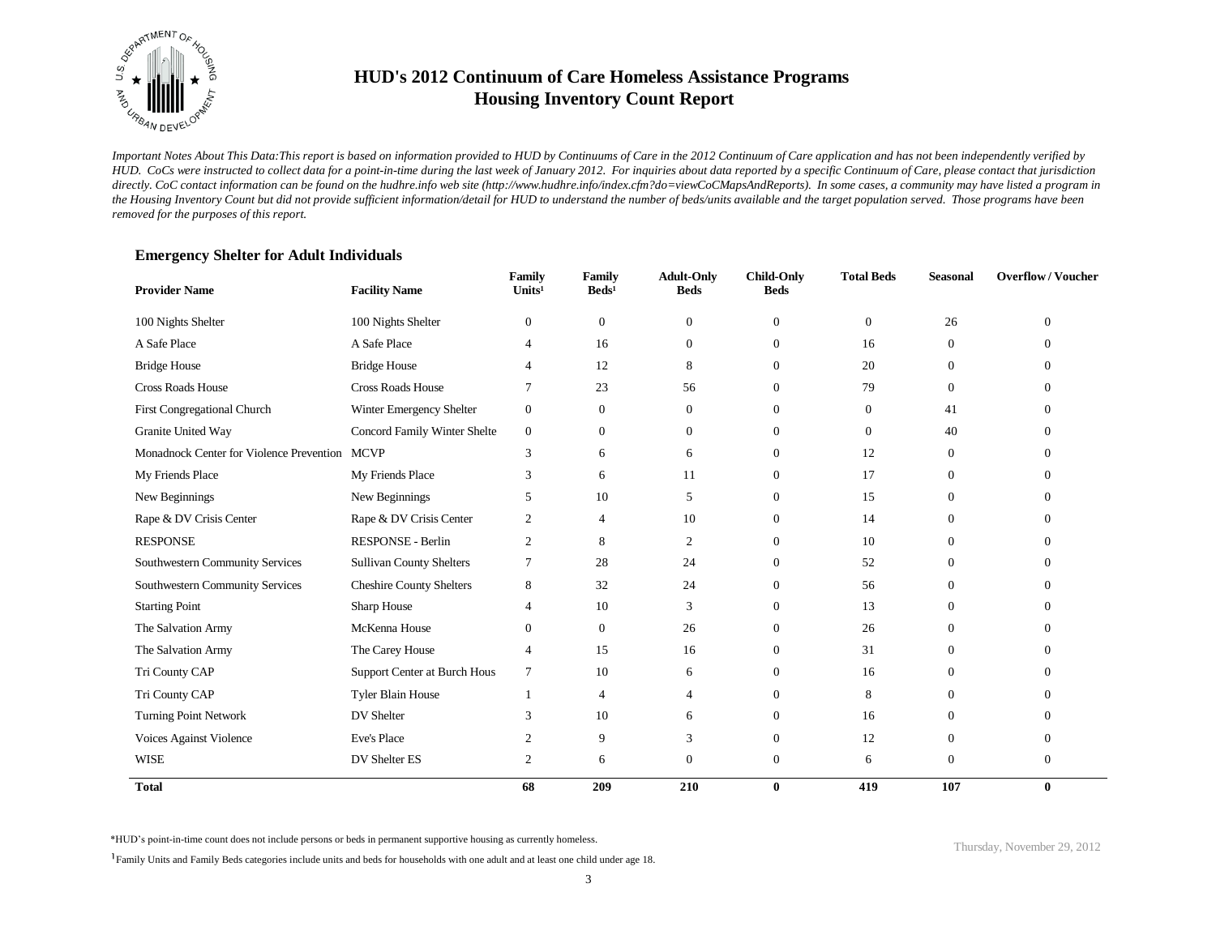# HUD's 2012 Continuum of Care Homeless Assistance Programs
## Housing Inventory Count Report

*Important Notes About This Data:This report is based on information provided to HUD by Continuums of Care in the 2012 Continuum of Care application and has not been independently verified by HUD. CoCs were instructed to collect data for a point-in-time during the last week of January 2012. For inquiries about data reported by a specific Continuum of Care, please contact that jurisdiction directly. CoC contact information can be found on the hudhre.info web site (http://www.hudhre.info/index.cfm?do=viewCoCMapsAndReports). In some cases, a community may have listed a program in the Housing Inventory Count but did not provide sufficient information/detail for HUD to understand the number of beds/units available and the target population served. Those programs have been removed for the purposes of this report.*

### Emergency Shelter for Adult Individuals

| Provider Name | Facility Name | Family Units[1] | Family Beds[1] | Adult-Only Beds | Child-Only Beds | Total Beds | Seasonal | Overflow / Voucher |
|---|---|---|---|---|---|---|---|---|
| 100 Nights Shelter | 100 Nights Shelter | 0 | 0 | 0 | 0 | 0 | 26 | 0 |
| A Safe Place | A Safe Place | 4 | 16 | 0 | 0 | 16 | 0 | 0 |
| Bridge House | Bridge House | 4 | 12 | 8 | 0 | 20 | 0 | 0 |
| Cross Roads House | Cross Roads House | 7 | 23 | 56 | 0 | 79 | 0 | 0 |
| First Congregational Church | Winter Emergency Shelter | 0 | 0 | 0 | 0 | 0 | 41 | 0 |
| Granite United Way | Concord Family Winter Shelte | 0 | 0 | 0 | 0 | 0 | 40 | 0 |
| Monadnock Center for Violence Prevention | MCVP | 3 | 6 | 6 | 0 | 12 | 0 | 0 |
| My Friends Place | My Friends Place | 3 | 6 | 11 | 0 | 17 | 0 | 0 |
| New Beginnings | New Beginnings | 5 | 10 | 5 | 0 | 15 | 0 | 0 |
| Rape & DV Crisis Center | Rape & DV Crisis Center | 2 | 4 | 10 | 0 | 14 | 0 | 0 |
| RESPONSE | RESPONSE - Berlin | 2 | 8 | 2 | 0 | 10 | 0 | 0 |
| Southwestern Community Services | Sullivan County Shelters | 7 | 28 | 24 | 0 | 52 | 0 | 0 |
| Southwestern Community Services | Cheshire County Shelters | 8 | 32 | 24 | 0 | 56 | 0 | 0 |
| Starting Point | Sharp House | 4 | 10 | 3 | 0 | 13 | 0 | 0 |
| The Salvation Army | McKenna House | 0 | 0 | 26 | 0 | 26 | 0 | 0 |
| The Salvation Army | The Carey House | 4 | 15 | 16 | 0 | 31 | 0 | 0 |
| Tri County CAP | Support Center at Burch Hous | 7 | 10 | 6 | 0 | 16 | 0 | 0 |
| Tri County CAP | Tyler Blain House | 1 | 4 | 4 | 0 | 8 | 0 | 0 |
| Turning Point Network | DV Shelter | 3 | 10 | 6 | 0 | 16 | 0 | 0 |
| Voices Against Violence | Eve's Place | 2 | 9 | 3 | 0 | 12 | 0 | 0 |
| WISE | DV Shelter ES | 2 | 6 | 0 | 0 | 6 | 0 | 0 |
| **Total** | | **68** | **209** | **210** | **0** | **419** | **107** | **0** |

*HUD's point-in-time count does not include persons or beds in permanent supportive housing as currently homeless.

[1]Family Units and Family Beds categories include units and beds for households with one adult and at least one child under age 18.

Thursday, November 29, 2012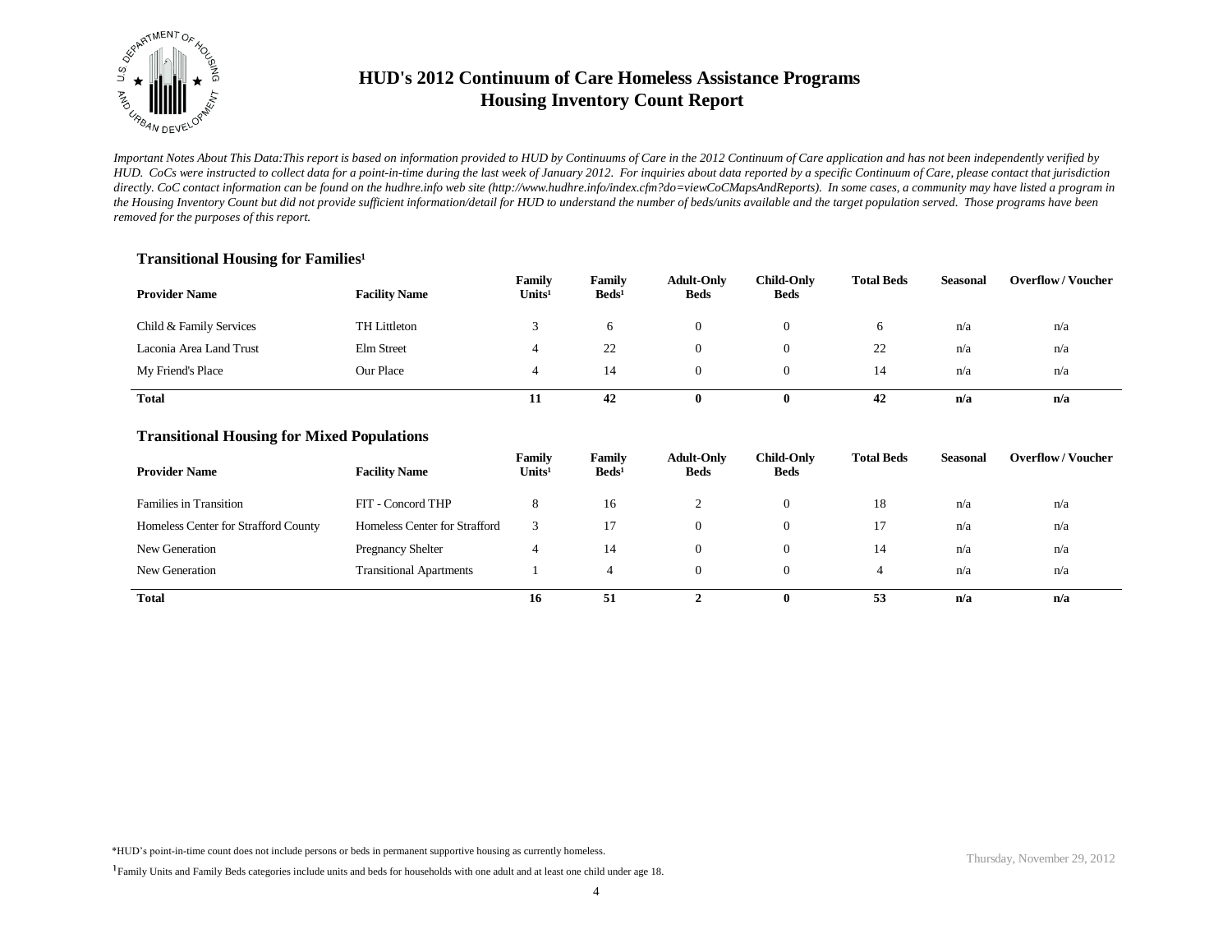# HUD's 2012 Continuum of Care Homeless Assistance Programs
## Housing Inventory Count Report

*Important Notes About This Data:This report is based on information provided to HUD by Continuums of Care in the 2012 Continuum of Care application and has not been independently verified by HUD. CoCs were instructed to collect data for a point-in-time during the last week of January 2012. For inquiries about data reported by a specific Continuum of Care, please contact that jurisdiction directly. CoC contact information can be found on the hudhre.info web site (http://www.hudhre.info/index.cfm?do=viewCoCMapsAndReports). In some cases, a community may have listed a program in the Housing Inventory Count but did not provide sufficient information/detail for HUD to understand the number of beds/units available and the target population served. Those programs have been removed for the purposes of this report.*

### Transitional Housing for Families[1]

| Provider Name | Facility Name | Family Units[1] | Family Beds[1] | Adult-Only Beds | Child-Only Beds | Total Beds | Seasonal | Overflow / Voucher |
|---|---|---|---|---|---|---|---|---|
| Child & Family Services | TH Littleton | 3 | 6 | 0 | 0 | 6 | n/a | n/a |
| Laconia Area Land Trust | Elm Street | 4 | 22 | 0 | 0 | 22 | n/a | n/a |
| My Friend's Place | Our Place | 4 | 14 | 0 | 0 | 14 | n/a | n/a |
| **Total** | | **11** | **42** | **0** | **0** | **42** | **n/a** | **n/a** |

### Transitional Housing for Mixed Populations

| Provider Name | Facility Name | Family Units[1] | Family Beds[1] | Adult-Only Beds | Child-Only Beds | Total Beds | Seasonal | Overflow / Voucher |
|---|---|---|---|---|---|---|---|---|
| Families in Transition | FIT - Concord THP | 8 | 16 | 2 | 0 | 18 | n/a | n/a |
| Homeless Center for Strafford County | Homeless Center for Strafford | 3 | 17 | 0 | 0 | 17 | n/a | n/a |
| New Generation | Pregnancy Shelter | 4 | 14 | 0 | 0 | 14 | n/a | n/a |
| New Generation | Transitional Apartments | 1 | 4 | 0 | 0 | 4 | n/a | n/a |
| **Total** | | **16** | **51** | **2** | **0** | **53** | **n/a** | **n/a** |

*HUD's point-in-time count does not include persons or beds in permanent supportive housing as currently homeless.

[1]Family Units and Family Beds categories include units and beds for households with one adult and at least one child under age 18.

Thursday, November 29, 2012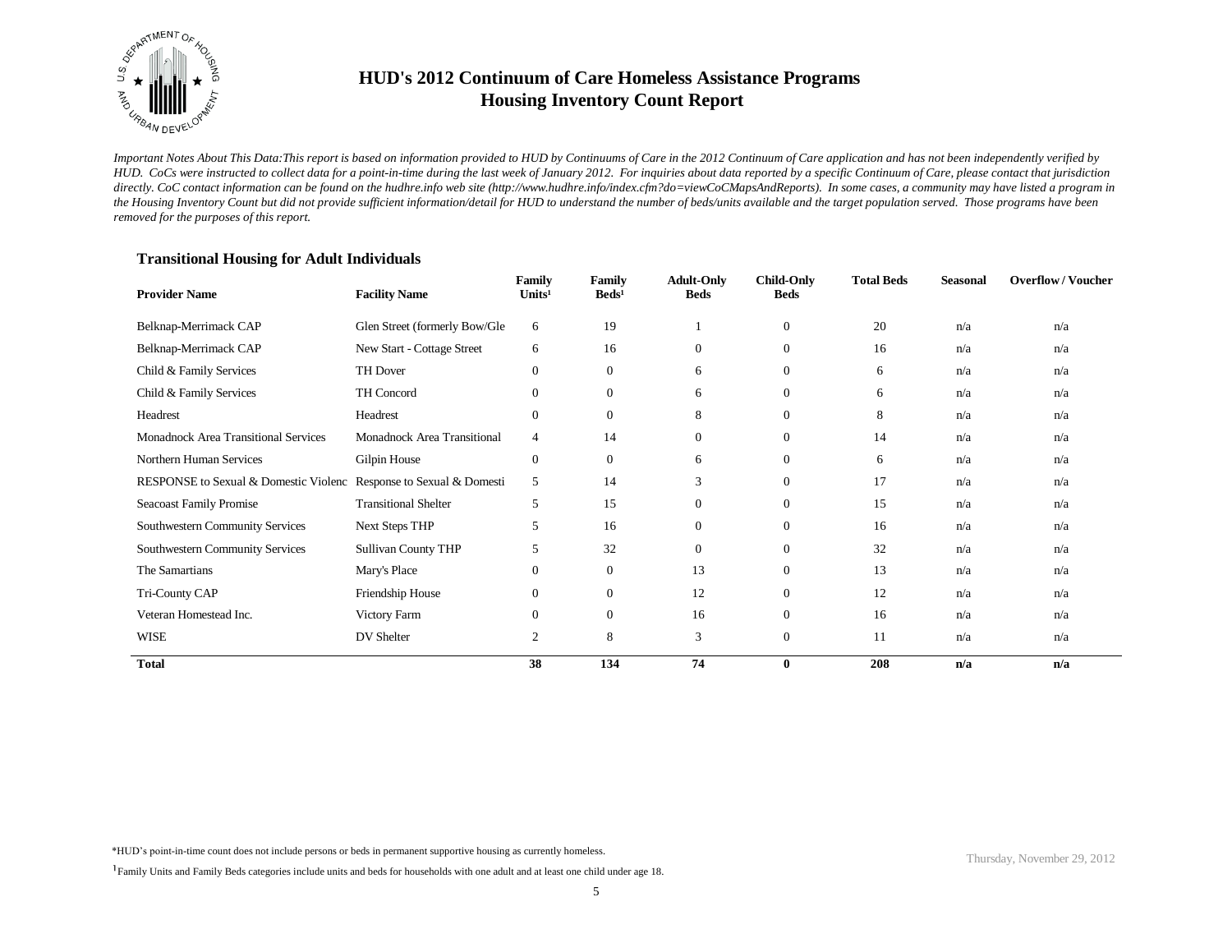# HUD's 2012 Continuum of Care Homeless Assistance Programs
## Housing Inventory Count Report

*Important Notes About This Data:This report is based on information provided to HUD by Continuums of Care in the 2012 Continuum of Care application and has not been independently verified by HUD. CoCs were instructed to collect data for a point-in-time during the last week of January 2012. For inquiries about data reported by a specific Continuum of Care, please contact that jurisdiction directly. CoC contact information can be found on the hudhre.info web site (http://www.hudhre.info/index.cfm?do=viewCoCMapsAndReports). In some cases, a community may have listed a program in the Housing Inventory Count but did not provide sufficient information/detail for HUD to understand the number of beds/units available and the target population served. Those programs have been removed for the purposes of this report.*

### Transitional Housing for Adult Individuals

| Provider Name | Facility Name | Family Units[1] | Family Beds[1] | Adult-Only Beds | Child-Only Beds | Total Beds | Seasonal | Overflow / Voucher |
|---|---|---|---|---|---|---|---|---|
| Belknap-Merrimack CAP | Glen Street (formerly Bow/Gle | 6 | 19 | 1 | 0 | 20 | n/a | n/a |
| Belknap-Merrimack CAP | New Start - Cottage Street | 6 | 16 | 0 | 0 | 16 | n/a | n/a |
| Child & Family Services | TH Dover | 0 | 0 | 6 | 0 | 6 | n/a | n/a |
| Child & Family Services | TH Concord | 0 | 0 | 6 | 0 | 6 | n/a | n/a |
| Headrest | Headrest | 0 | 0 | 8 | 0 | 8 | n/a | n/a |
| Monadnock Area Transitional Services | Monadnock Area Transitional | 4 | 14 | 0 | 0 | 14 | n/a | n/a |
| Northern Human Services | Gilpin House | 0 | 0 | 6 | 0 | 6 | n/a | n/a |
| RESPONSE to Sexual & Domestic Violenc | Response to Sexual & Domesti | 5 | 14 | 3 | 0 | 17 | n/a | n/a |
| Seacoast Family Promise | Transitional Shelter | 5 | 15 | 0 | 0 | 15 | n/a | n/a |
| Southwestern Community Services | Next Steps THP | 5 | 16 | 0 | 0 | 16 | n/a | n/a |
| Southwestern Community Services | Sullivan County THP | 5 | 32 | 0 | 0 | 32 | n/a | n/a |
| The Samartians | Mary's Place | 0 | 0 | 13 | 0 | 13 | n/a | n/a |
| Tri-County CAP | Friendship House | 0 | 0 | 12 | 0 | 12 | n/a | n/a |
| Veteran Homestead Inc. | Victory Farm | 0 | 0 | 16 | 0 | 16 | n/a | n/a |
| WISE | DV Shelter | 2 | 8 | 3 | 0 | 11 | n/a | n/a |
| **Total** | | **38** | **134** | **74** | **0** | **208** | **n/a** | **n/a** |

*HUD's point-in-time count does not include persons or beds in permanent supportive housing as currently homeless.

[1] Family Units and Family Beds categories include units and beds for households with one adult and at least one child under age 18.

Thursday, November 29, 2012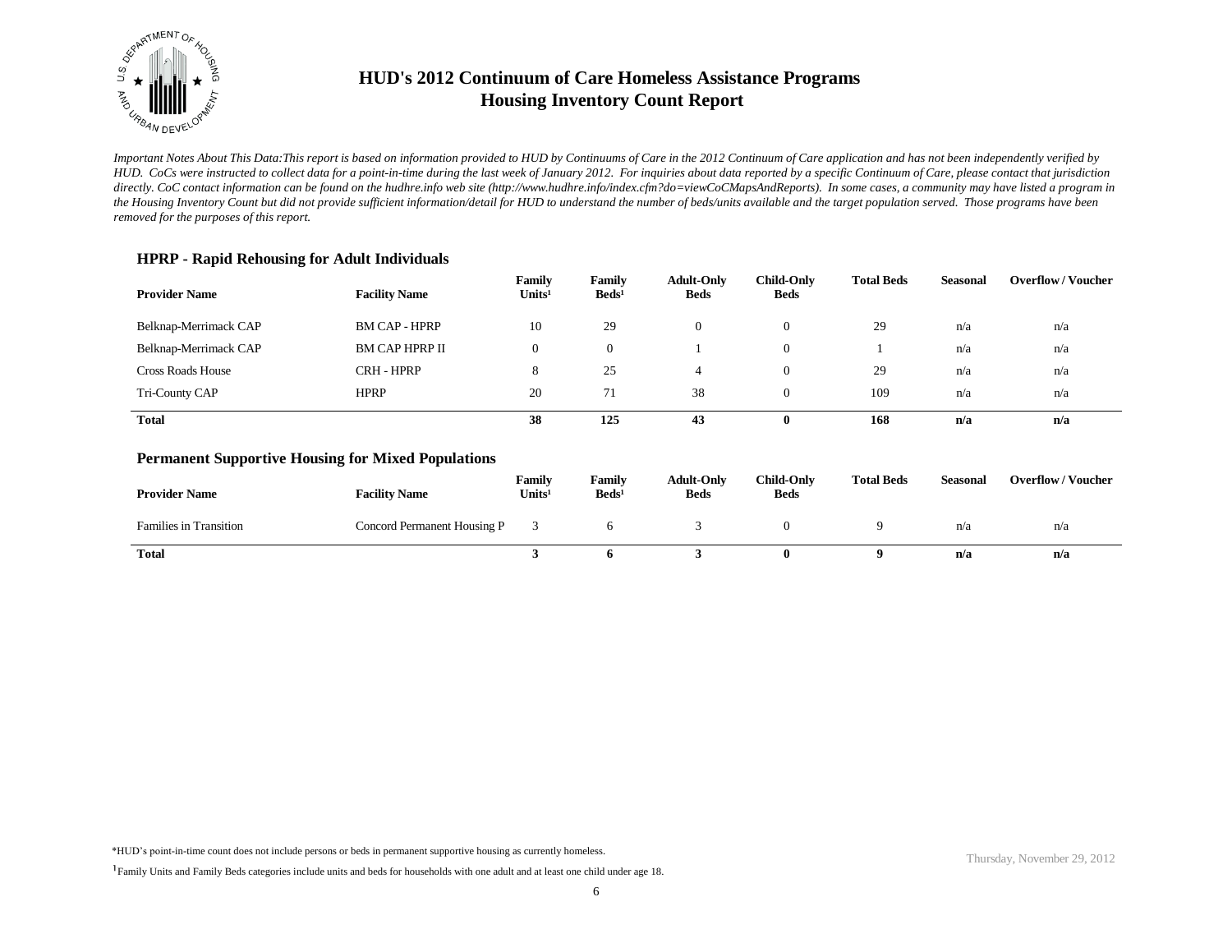# HUD's 2012 Continuum of Care Homeless Assistance Programs
## Housing Inventory Count Report

*Important Notes About This Data:This report is based on information provided to HUD by Continuums of Care in the 2012 Continuum of Care application and has not been independently verified by HUD. CoCs were instructed to collect data for a point-in-time during the last week of January 2012. For inquiries about data reported by a specific Continuum of Care, please contact that jurisdiction directly. CoC contact information can be found on the hudhre.info web site (http://www.hudhre.info/index.cfm?do=viewCoCMapsAndReports). In some cases, a community may have listed a program in the Housing Inventory Count but did not provide sufficient information/detail for HUD to understand the number of beds/units available and the target population served. Those programs have been removed for the purposes of this report.*

### HPRP - Rapid Rehousing for Adult Individuals

| Provider Name | Facility Name | Family Units[1] | Family Beds[1] | Adult-Only Beds | Child-Only Beds | Total Beds | Seasonal | Overflow / Voucher |
|---|---|---|---|---|---|---|---|---|
| Belknap-Merrimack CAP | BM CAP - HPRP | 10 | 29 | 0 | 0 | 29 | n/a | n/a |
| Belknap-Merrimack CAP | BM CAP HPRP II | 0 | 0 | 1 | 0 | 1 | n/a | n/a |
| Cross Roads House | CRH - HPRP | 8 | 25 | 4 | 0 | 29 | n/a | n/a |
| Tri-County CAP | HPRP | 20 | 71 | 38 | 0 | 109 | n/a | n/a |
| **Total** | | **38** | **125** | **43** | **0** | **168** | **n/a** | **n/a** |

### Permanent Supportive Housing for Mixed Populations

| Provider Name | Facility Name | Family Units[1] | Family Beds[1] | Adult-Only Beds | Child-Only Beds | Total Beds | Seasonal | Overflow / Voucher |
|---|---|---|---|---|---|---|---|---|
| Families in Transition | Concord Permanent Housing P | 3 | 6 | 3 | 0 | 9 | n/a | n/a |
| **Total** | | **3** | **6** | **3** | **0** | **9** | **n/a** | **n/a** |

*HUD's point-in-time count does not include persons or beds in permanent supportive housing as currently homeless.

[1] Family Units and Family Beds categories include units and beds for households with one adult and at least one child under age 18.

Thursday, November 29, 2012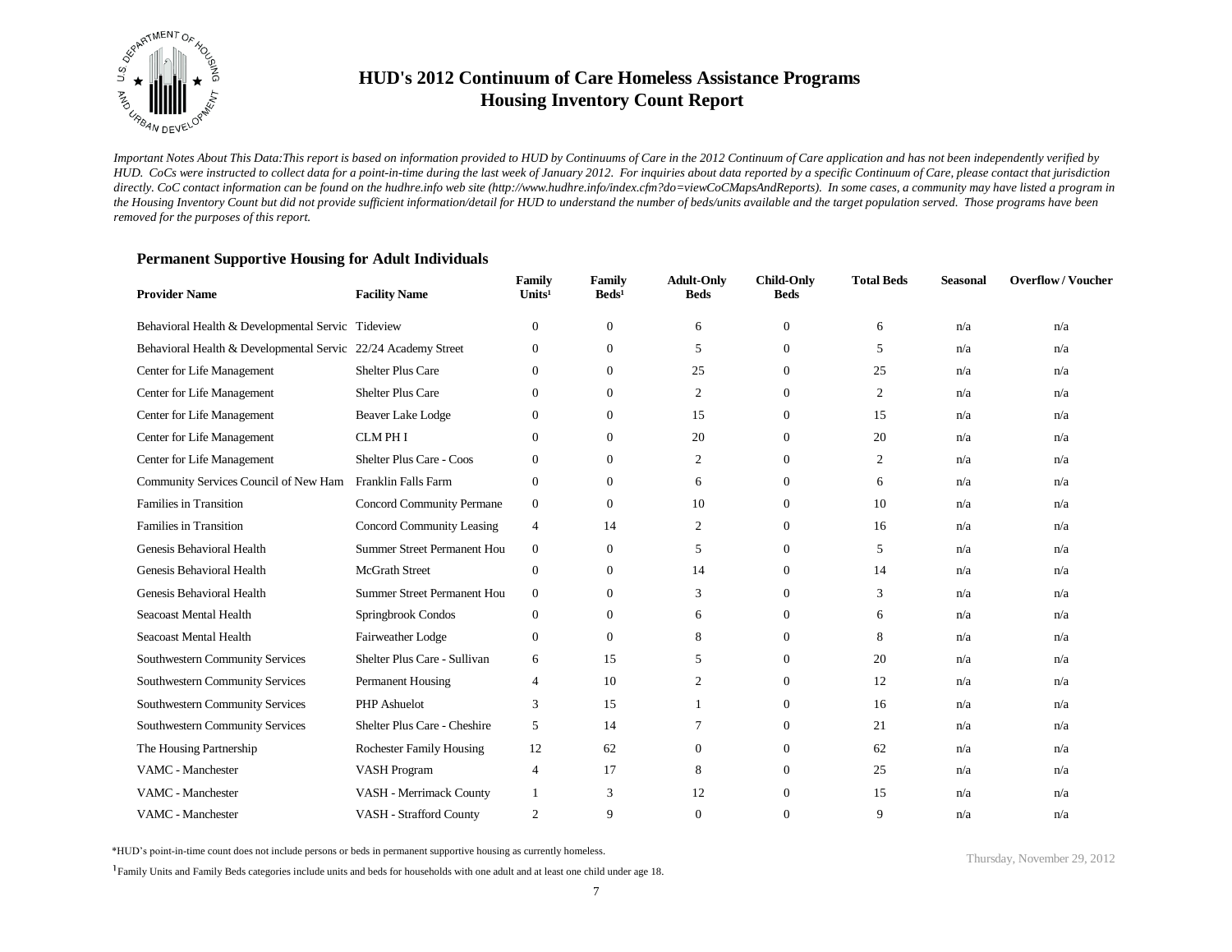# HUD's 2012 Continuum of Care Homeless Assistance Programs
# Housing Inventory Count Report

*Important Notes About This Data:This report is based on information provided to HUD by Continuums of Care in the 2012 Continuum of Care application and has not been independently verified by HUD. CoCs were instructed to collect data for a point-in-time during the last week of January 2012. For inquiries about data reported by a specific Continuum of Care, please contact that jurisdiction directly. CoC contact information can be found on the hudhre.info web site (http://www.hudhre.info/index.cfm?do=viewCoCMapsAndReports). In some cases, a community may have listed a program in the Housing Inventory Count but did not provide sufficient information/detail for HUD to understand the number of beds/units available and the target population served. Those programs have been removed for the purposes of this report.*

### Permanent Supportive Housing for Adult Individuals

| Provider Name | Facility Name | Family Units[1] | Family Beds[1] | Adult-Only Beds | Child-Only Beds | Total Beds | Seasonal | Overflow / Voucher |
|---|---|---|---|---|---|---|---|---|
| Behavioral Health & Developmental Servic | Tideview | 0 | 0 | 6 | 0 | 6 | n/a | n/a |
| Behavioral Health & Developmental Servic | 22/24 Academy Street | 0 | 0 | 5 | 0 | 5 | n/a | n/a |
| Center for Life Management | Shelter Plus Care | 0 | 0 | 25 | 0 | 25 | n/a | n/a |
| Center for Life Management | Shelter Plus Care | 0 | 0 | 2 | 0 | 2 | n/a | n/a |
| Center for Life Management | Beaver Lake Lodge | 0 | 0 | 15 | 0 | 15 | n/a | n/a |
| Center for Life Management | CLM PH I | 0 | 0 | 20 | 0 | 20 | n/a | n/a |
| Center for Life Management | Shelter Plus Care - Coos | 0 | 0 | 2 | 0 | 2 | n/a | n/a |
| Community Services Council of New Ham | Franklin Falls Farm | 0 | 0 | 6 | 0 | 6 | n/a | n/a |
| Families in Transition | Concord Community Permane | 0 | 0 | 10 | 0 | 10 | n/a | n/a |
| Families in Transition | Concord Community Leasing | 4 | 14 | 2 | 0 | 16 | n/a | n/a |
| Genesis Behavioral Health | Summer Street Permanent Hou | 0 | 0 | 5 | 0 | 5 | n/a | n/a |
| Genesis Behavioral Health | McGrath Street | 0 | 0 | 14 | 0 | 14 | n/a | n/a |
| Genesis Behavioral Health | Summer Street Permanent Hou | 0 | 0 | 3 | 0 | 3 | n/a | n/a |
| Seacoast Mental Health | Springbrook Condos | 0 | 0 | 6 | 0 | 6 | n/a | n/a |
| Seacoast Mental Health | Fairweather Lodge | 0 | 0 | 8 | 0 | 8 | n/a | n/a |
| Southwestern Community Services | Shelter Plus Care - Sullivan | 6 | 15 | 5 | 0 | 20 | n/a | n/a |
| Southwestern Community Services | Permanent Housing | 4 | 10 | 2 | 0 | 12 | n/a | n/a |
| Southwestern Community Services | PHP Ashuelot | 3 | 15 | 1 | 0 | 16 | n/a | n/a |
| Southwestern Community Services | Shelter Plus Care - Cheshire | 5 | 14 | 7 | 0 | 21 | n/a | n/a |
| The Housing Partnership | Rochester Family Housing | 12 | 62 | 0 | 0 | 62 | n/a | n/a |
| VAMC - Manchester | VASH Program | 4 | 17 | 8 | 0 | 25 | n/a | n/a |
| VAMC - Manchester | VASH - Merrimack County | 1 | 3 | 12 | 0 | 15 | n/a | n/a |
| VAMC - Manchester | VASH - Strafford County | 2 | 9 | 0 | 0 | 9 | n/a | n/a |

*HUD's point-in-time count does not include persons or beds in permanent supportive housing as currently homeless.

[1] Family Units and Family Beds categories include units and beds for households with one adult and at least one child under age 18.

Thursday, November 29, 2012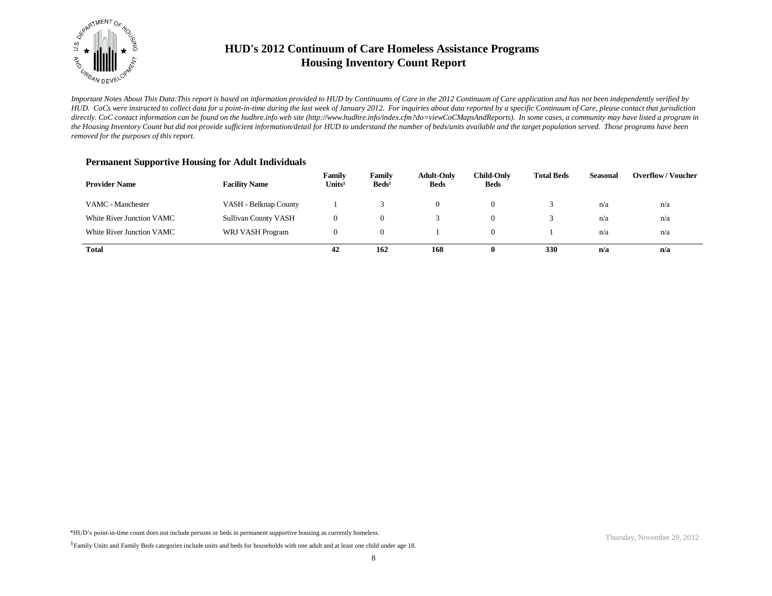# HUD's 2012 Continuum of Care Homeless Assistance Programs
## Housing Inventory Count Report

*Important Notes About This Data:This report is based on information provided to HUD by Continuums of Care in the 2012 Continuum of Care application and has not been independently verified by HUD. CoCs were instructed to collect data for a point-in-time during the last week of January 2012. For inquiries about data reported by a specific Continuum of Care, please contact that jurisdiction directly. CoC contact information can be found on the hudhre.info web site (http://www.hudhre.info/index.cfm?do=viewCoCMapsAndReports). In some cases, a community may have listed a program in the Housing Inventory Count but did not provide sufficient information/detail for HUD to understand the number of beds/units available and the target population served. Those programs have been removed for the purposes of this report.*

### Permanent Supportive Housing for Adult Individuals

| Provider Name | Facility Name | Family Units[1] | Family Beds[1] | Adult-Only Beds | Child-Only Beds | Total Beds | Seasonal | Overflow / Voucher |
|---|---|---|---|---|---|---|---|---|
| VAMC - Manchester | VASH - Belknap County | 1 | 3 | 0 | 0 | 3 | n/a | n/a |
| White River Junction VAMC | Sullivan County VASH | 0 | 0 | 3 | 0 | 3 | n/a | n/a |
| White River Junction VAMC | WRJ VASH Program | 0 | 0 | 1 | 0 | 1 | n/a | n/a |
| **Total** | | **42** | **162** | **168** | **0** | **330** | **n/a** | **n/a** |

*HUD's point-in-time count does not include persons or beds in permanent supportive housing as currently homeless.

[1]Family Units and Family Beds categories include units and beds for households with one adult and at least one child under age 18.

Thursday, November 29, 2012